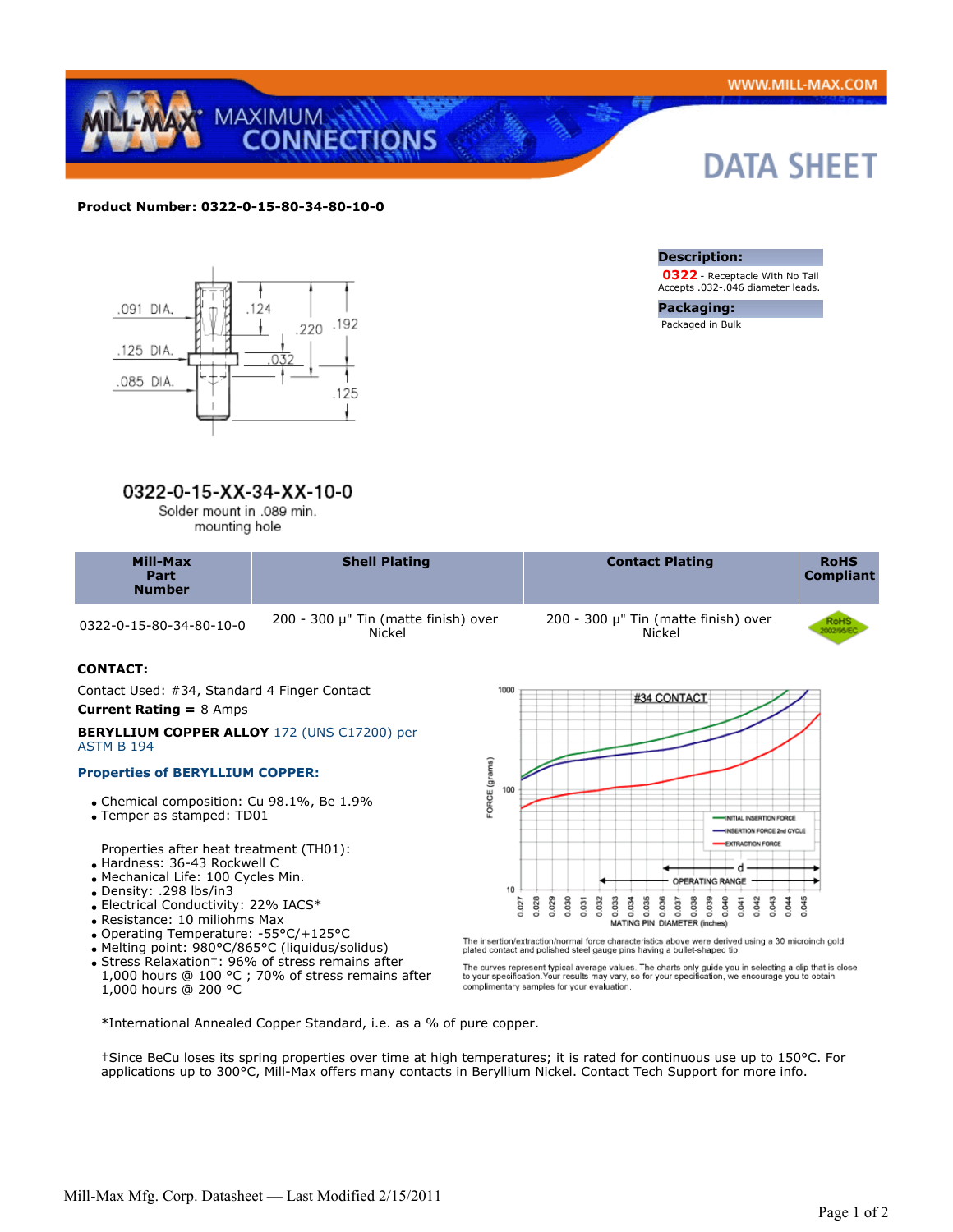**Product Number: 0322-0-15-80-34-80-10-0**

**Description:**

**0322** - Receptacle With No Tail
Accepts .032-.046 diameter leads.

**Packaging:**

Packaged in Bulk

0322-0-15-XX-34-XX-10-0
Solder mount in .089 min. mounting hole

| Mill-Max Part Number | Shell Plating | Contact Plating | RoHS Compliant |
|---|---|---|---|
| 0322-0-15-80-34-80-10-0 | 200 - 300 µ" Tin (matte finish) over Nickel | 200 - 300 µ" Tin (matte finish) over Nickel | RoHS 2002/95/EC |

**CONTACT:**

Contact Used: #34, Standard 4 Finger Contact

**Current Rating =** 8 Amps

**BERYLLIUM COPPER ALLOY** 172 (UNS C17200) per ASTM B 194

**Properties of BERYLLIUM COPPER:**

- Chemical composition: Cu 98.1%, Be 1.9%
- Temper as stamped: TD01

Properties after heat treatment (TH01):

- Hardness: 36-43 Rockwell C
- Mechanical Life: 100 Cycles Min.
- Density: .298 lbs/in3
- Electrical Conductivity: 22% IACS*
- Resistance: 10 miliohms Max
- Operating Temperature: -55°C/+125°C
- Melting point: 980°C/865°C (liquidus/solidus)
- Stress Relaxation†: 96% of stress remains after 1,000 hours @ 100 °C ; 70% of stress remains after 1,000 hours @ 200 °C

The insertion/extraction/normal force characteristics above were derived using a 30 microinch gold plated contact and polished steel gauge pins having a bullet-shaped tip.

The curves represent typical average values. The charts only guide you in selecting a clip that is close to your specification. Your results may vary, so for your specification, we encourage you to obtain complimentary samples for your evaluation.

*International Annealed Copper Standard, i.e. as a % of pure copper.

†Since BeCu loses its spring properties over time at high temperatures; it is rated for continuous use up to 150°C. For applications up to 300°C, Mill-Max offers many contacts in Beryllium Nickel. Contact Tech Support for more info.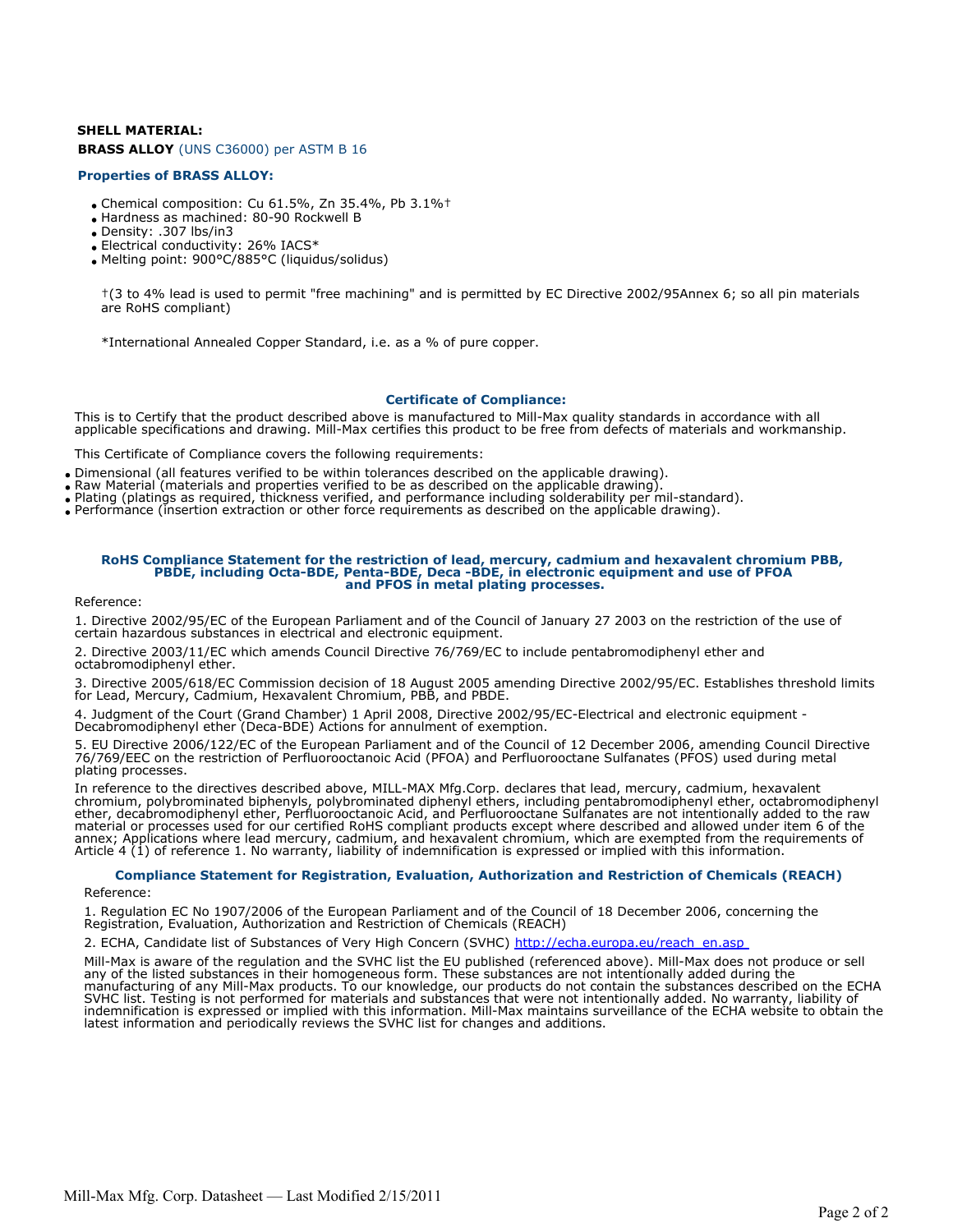**SHELL MATERIAL:**

**BRASS ALLOY** (UNS C36000) per ASTM B 16

**Properties of BRASS ALLOY:**

- Chemical composition: Cu 61.5%, Zn 35.4%, Pb 3.1%†
- Hardness as machined: 80-90 Rockwell B
- Density: .307 lbs/in3
- Electrical conductivity: 26% IACS*
- Melting point: 900°C/885°C (liquidus/solidus)

†(3 to 4% lead is used to permit "free machining" and is permitted by EC Directive 2002/95Annex 6; so all pin materials are RoHS compliant)

*International Annealed Copper Standard, i.e. as a % of pure copper.

### Certificate of Compliance:

This is to Certify that the product described above is manufactured to Mill-Max quality standards in accordance with all applicable specifications and drawing. Mill-Max certifies this product to be free from defects of materials and workmanship.

This Certificate of Compliance covers the following requirements:

- Dimensional (all features verified to be within tolerances described on the applicable drawing).
- Raw Material (materials and properties verified to be as described on the applicable drawing).
- Plating (platings as required, thickness verified, and performance including solderability per mil-standard).
- Performance (insertion extraction or other force requirements as described on the applicable drawing).

### RoHS Compliance Statement for the restriction of lead, mercury, cadmium and hexavalent chromium PBB, PBDE, including Octa-BDE, Penta-BDE, Deca -BDE, in electronic equipment and use of PFOA and PFOS in metal plating processes.

Reference:

1. Directive 2002/95/EC of the European Parliament and of the Council of January 27 2003 on the restriction of the use of certain hazardous substances in electrical and electronic equipment.

2. Directive 2003/11/EC which amends Council Directive 76/769/EC to include pentabromodiphenyl ether and octabromodiphenyl ether.

3. Directive 2005/618/EC Commission decision of 18 August 2005 amending Directive 2002/95/EC. Establishes threshold limits for Lead, Mercury, Cadmium, Hexavalent Chromium, PBB, and PBDE.

4. Judgment of the Court (Grand Chamber) 1 April 2008, Directive 2002/95/EC-Electrical and electronic equipment - Decabromodiphenyl ether (Deca-BDE) Actions for annulment of exemption.

5. EU Directive 2006/122/EC of the European Parliament and of the Council of 12 December 2006, amending Council Directive 76/769/EEC on the restriction of Perfluorooctanoic Acid (PFOA) and Perfluorooctane Sulfanates (PFOS) used during metal plating processes.

In reference to the directives described above, MILL-MAX Mfg.Corp. declares that lead, mercury, cadmium, hexavalent chromium, polybrominated biphenyls, polybrominated diphenyl ethers, including pentabromodiphenyl ether, octabromodiphenyl ether, decabromodiphenyl ether, Perfluorooctanoic Acid, and Perfluorooctane Sulfanates are not intentionally added to the raw material or processes used for our certified RoHS compliant products except where described and allowed under item 6 of the annex; Applications where lead mercury, cadmium, and hexavalent chromium, which are exempted from the requirements of Article 4 (1) of reference 1. No warranty, liability of indemnification is expressed or implied with this information.

### Compliance Statement for Registration, Evaluation, Authorization and Restriction of Chemicals (REACH)

Reference:

1. Regulation EC No 1907/2006 of the European Parliament and of the Council of 18 December 2006, concerning the Registration, Evaluation, Authorization and Restriction of Chemicals (REACH)

2. ECHA, Candidate list of Substances of Very High Concern (SVHC) http://echa.europa.eu/reach_en.asp

Mill-Max is aware of the regulation and the SVHC list the EU published (referenced above). Mill-Max does not produce or sell any of the listed substances in their homogeneous form. These substances are not intentionally added during the manufacturing of any Mill-Max products. To our knowledge, our products do not contain the substances described on the ECHA SVHC list. Testing is not performed for materials and substances that were not intentionally added. No warranty, liability of indemnification is expressed or implied with this information. Mill-Max maintains surveillance of the ECHA website to obtain the latest information and periodically reviews the SVHC list for changes and additions.